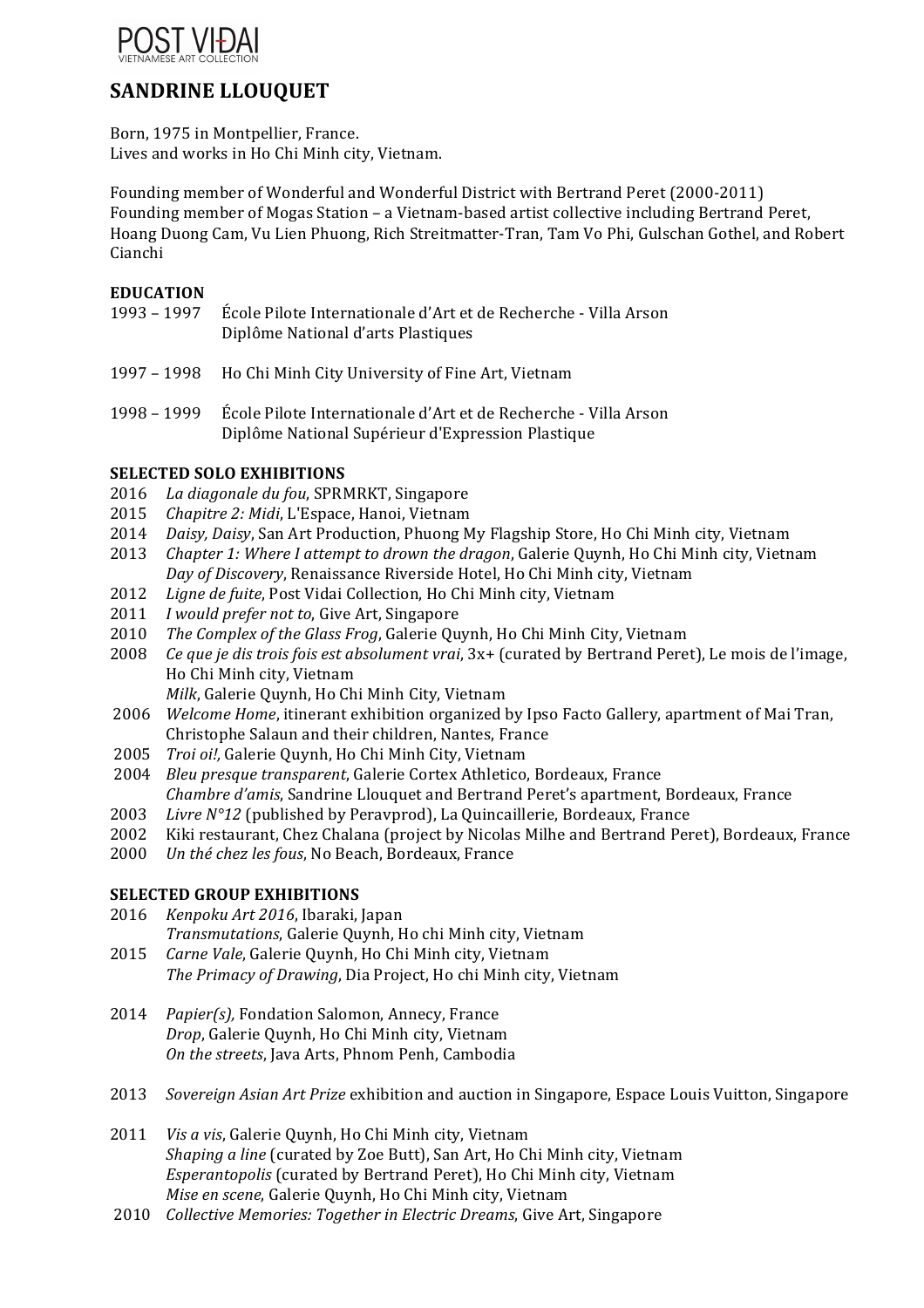POST VIDAI
VIETNAMESE ART COLLECTION

# SANDRINE LLOUQUET

Born, 1975 in Montpellier, France.
Lives and works in Ho Chi Minh city, Vietnam.

Founding member of Wonderful and Wonderful District with Bertrand Peret (2000-2011)
Founding member of Mogas Station – a Vietnam-based artist collective including Bertrand Peret, Hoang Duong Cam, Vu Lien Phuong, Rich Streitmatter-Tran, Tam Vo Phi, Gulschan Gothel, and Robert Cianchi

## EDUCATION

1993 – 1997 École Pilote Internationale d'Art et de Recherche - Villa Arson
Diplôme National d'arts Plastiques

1997 – 1998 Ho Chi Minh City University of Fine Art, Vietnam

1998 – 1999 École Pilote Internationale d'Art et de Recherche - Villa Arson
Diplôme National Supérieur d'Expression Plastique

## SELECTED SOLO EXHIBITIONS

2016 *La diagonale du fou*, SPRMRKT, Singapore
2015 *Chapitre 2: Midi*, L'Espace, Hanoi, Vietnam
2014 *Daisy, Daisy*, San Art Production, Phuong My Flagship Store, Ho Chi Minh city, Vietnam
2013 *Chapter 1: Where I attempt to drown the dragon*, Galerie Quynh, Ho Chi Minh city, Vietnam
*Day of Discovery*, Renaissance Riverside Hotel, Ho Chi Minh city, Vietnam
2012 *Ligne de fuite*, Post Vidai Collection, Ho Chi Minh city, Vietnam
2011 *I would prefer not to*, Give Art, Singapore
2010 *The Complex of the Glass Frog*, Galerie Quynh, Ho Chi Minh City, Vietnam
2008 *Ce que je dis trois fois est absolument vrai*, 3x+ (curated by Bertrand Peret), Le mois de l'image, Ho Chi Minh city, Vietnam
*Milk*, Galerie Quynh, Ho Chi Minh City, Vietnam
2006 *Welcome Home*, itinerant exhibition organized by Ipso Facto Gallery, apartment of Mai Tran, Christophe Salaun and their children, Nantes, France
2005 *Troi oi!*, Galerie Quynh, Ho Chi Minh City, Vietnam
2004 *Bleu presque transparent*, Galerie Cortex Athletico, Bordeaux, France
*Chambre d'amis*, Sandrine Llouquet and Bertrand Peret's apartment, Bordeaux, France
2003 *Livre N°12* (published by Peravprod), La Quincaillerie, Bordeaux, France
2002 Kiki restaurant, Chez Chalana (project by Nicolas Milhe and Bertrand Peret), Bordeaux, France
2000 *Un thé chez les fous*, No Beach, Bordeaux, France

## SELECTED GROUP EXHIBITIONS

2016 *Kenpoku Art 2016*, Ibaraki, Japan
*Transmutations*, Galerie Quynh, Ho chi Minh city, Vietnam
2015 *Carne Vale*, Galerie Quynh, Ho Chi Minh city, Vietnam
*The Primacy of Drawing*, Dia Project, Ho chi Minh city, Vietnam

2014 *Papier(s)*, Fondation Salomon, Annecy, France
*Drop*, Galerie Quynh, Ho Chi Minh city, Vietnam
*On the streets*, Java Arts, Phnom Penh, Cambodia

2013 *Sovereign Asian Art Prize* exhibition and auction in Singapore, Espace Louis Vuitton, Singapore

2011 *Vis a vis*, Galerie Quynh, Ho Chi Minh city, Vietnam
*Shaping a line* (curated by Zoe Butt), San Art, Ho Chi Minh city, Vietnam
*Esperantopolis* (curated by Bertrand Peret), Ho Chi Minh city, Vietnam
*Mise en scene*, Galerie Quynh, Ho Chi Minh city, Vietnam
2010 *Collective Memories: Together in Electric Dreams*, Give Art, Singapore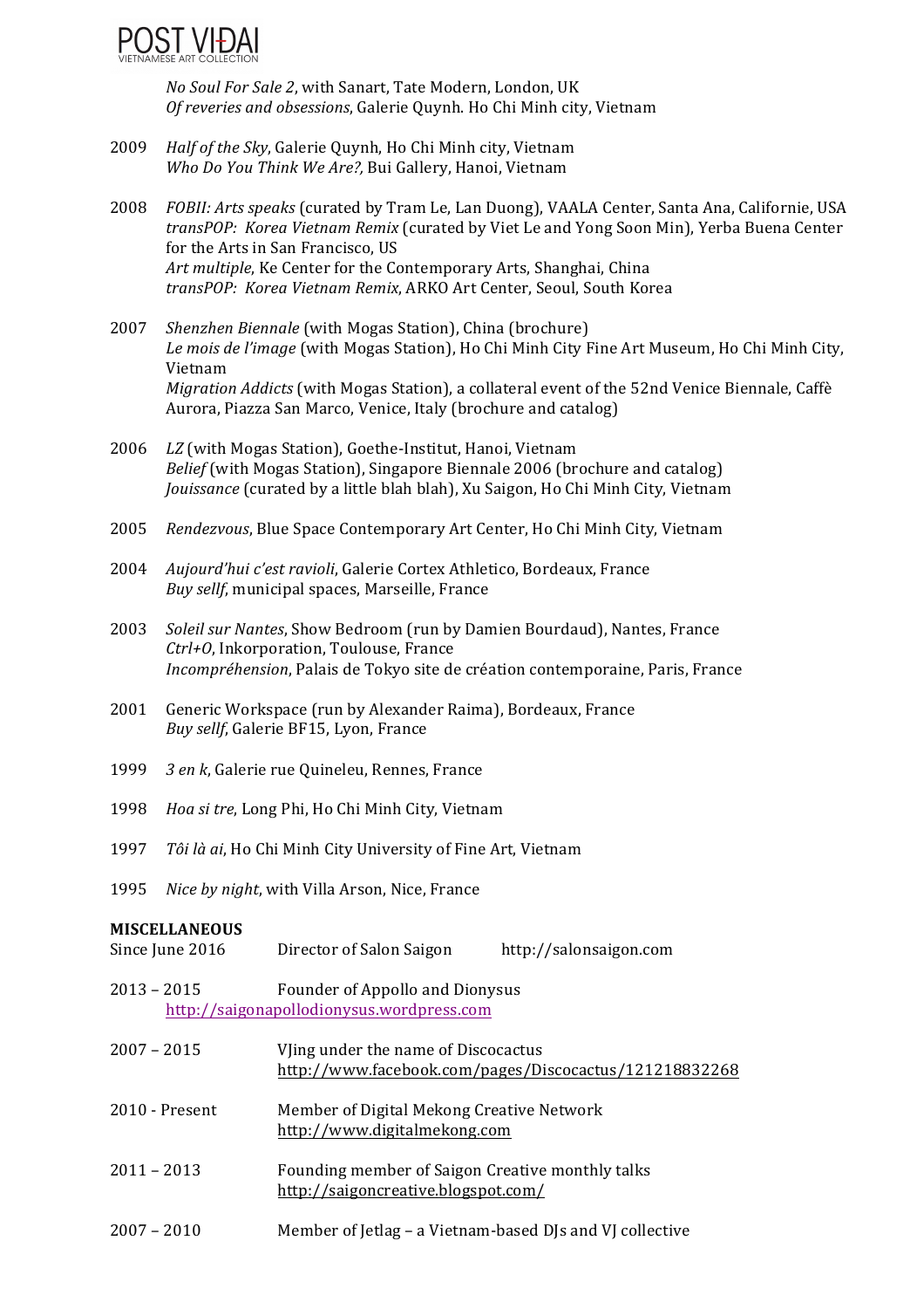*No Soul For Sale 2*, with Sanart, Tate Modern, London, UK
*Of reveries and obsessions*, Galerie Quynh. Ho Chi Minh city, Vietnam

2009 *Half of the Sky*, Galerie Quynh, Ho Chi Minh city, Vietnam
*Who Do You Think We Are?,* Bui Gallery, Hanoi, Vietnam

2008 *FOBII: Arts speaks* (curated by Tram Le, Lan Duong), VAALA Center, Santa Ana, Californie, USA
*transPOP: Korea Vietnam Remix* (curated by Viet Le and Yong Soon Min), Yerba Buena Center for the Arts in San Francisco, US
*Art multiple*, Ke Center for the Contemporary Arts, Shanghai, China
*transPOP: Korea Vietnam Remix*, ARKO Art Center, Seoul, South Korea

2007 *Shenzhen Biennale* (with Mogas Station), China (brochure)
*Le mois de l'image* (with Mogas Station), Ho Chi Minh City Fine Art Museum, Ho Chi Minh City, Vietnam
*Migration Addicts* (with Mogas Station), a collateral event of the 52nd Venice Biennale, Caffè Aurora, Piazza San Marco, Venice, Italy (brochure and catalog)

2006 *LZ* (with Mogas Station), Goethe-Institut, Hanoi, Vietnam
*Belief* (with Mogas Station), Singapore Biennale 2006 (brochure and catalog)
*Jouissance* (curated by a little blah blah), Xu Saigon, Ho Chi Minh City, Vietnam

2005 *Rendezvous*, Blue Space Contemporary Art Center, Ho Chi Minh City, Vietnam

2004 *Aujourd'hui c'est ravioli*, Galerie Cortex Athletico, Bordeaux, France
*Buy sellf*, municipal spaces, Marseille, France

2003 *Soleil sur Nantes*, Show Bedroom (run by Damien Bourdaud), Nantes, France
*Ctrl+O*, Inkorporation, Toulouse, France
*Incompréhension*, Palais de Tokyo site de création contemporaine, Paris, France

2001 Generic Workspace (run by Alexander Raima), Bordeaux, France
*Buy sellf*, Galerie BF15, Lyon, France

1999 *3 en k*, Galerie rue Quineleu, Rennes, France

1998 *Hoa si tre*, Long Phi, Ho Chi Minh City, Vietnam

1997 *Tôi là ai*, Ho Chi Minh City University of Fine Art, Vietnam

1995 *Nice by night*, with Villa Arson, Nice, France

**MISCELLANEOUS**

Since June 2016 Director of Salon Saigon http://salonsaigon.com

2013 – 2015 Founder of Appollo and Dionysus
http://saigonapollodionysus.wordpress.com

2007 – 2015 VJing under the name of Discocactus
http://www.facebook.com/pages/Discocactus/121218832268

2010 - Present Member of Digital Mekong Creative Network
http://www.digitalmekong.com

2011 – 2013 Founding member of Saigon Creative monthly talks
http://saigoncreative.blogspot.com/

2007 – 2010 Member of Jetlag – a Vietnam-based DJs and VJ collective